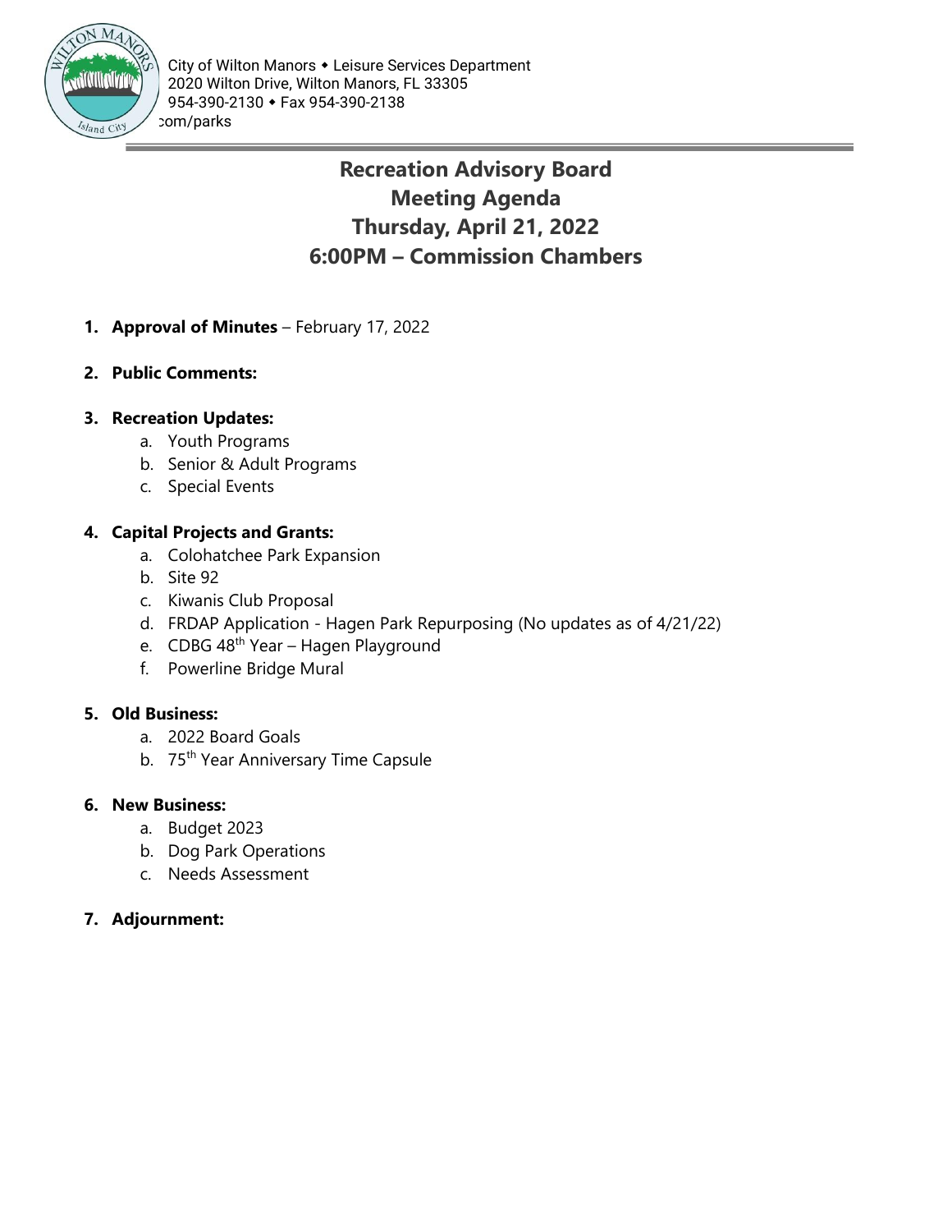City of Wilton Manors • Leisure Services Department
2020 Wilton Drive, Wilton Manors, FL 33305
954-390-2130 • Fax 954-390-2138
com/parks

# Recreation Advisory Board
# Meeting Agenda
# Thursday, April 21, 2022
# 6:00PM – Commission Chambers

1. **Approval of Minutes** – February 17, 2022

2. **Public Comments:**

3. **Recreation Updates:**
   a. Youth Programs
   b. Senior & Adult Programs
   c. Special Events

4. **Capital Projects and Grants:**
   a. Colohatchee Park Expansion
   b. Site 92
   c. Kiwanis Club Proposal
   d. FRDAP Application - Hagen Park Repurposing (No updates as of 4/21/22)
   e. CDBG 48th Year – Hagen Playground
   f. Powerline Bridge Mural

5. **Old Business:**
   a. 2022 Board Goals
   b. 75th Year Anniversary Time Capsule

6. **New Business:**
   a. Budget 2023
   b. Dog Park Operations
   c. Needs Assessment

7. **Adjournment:**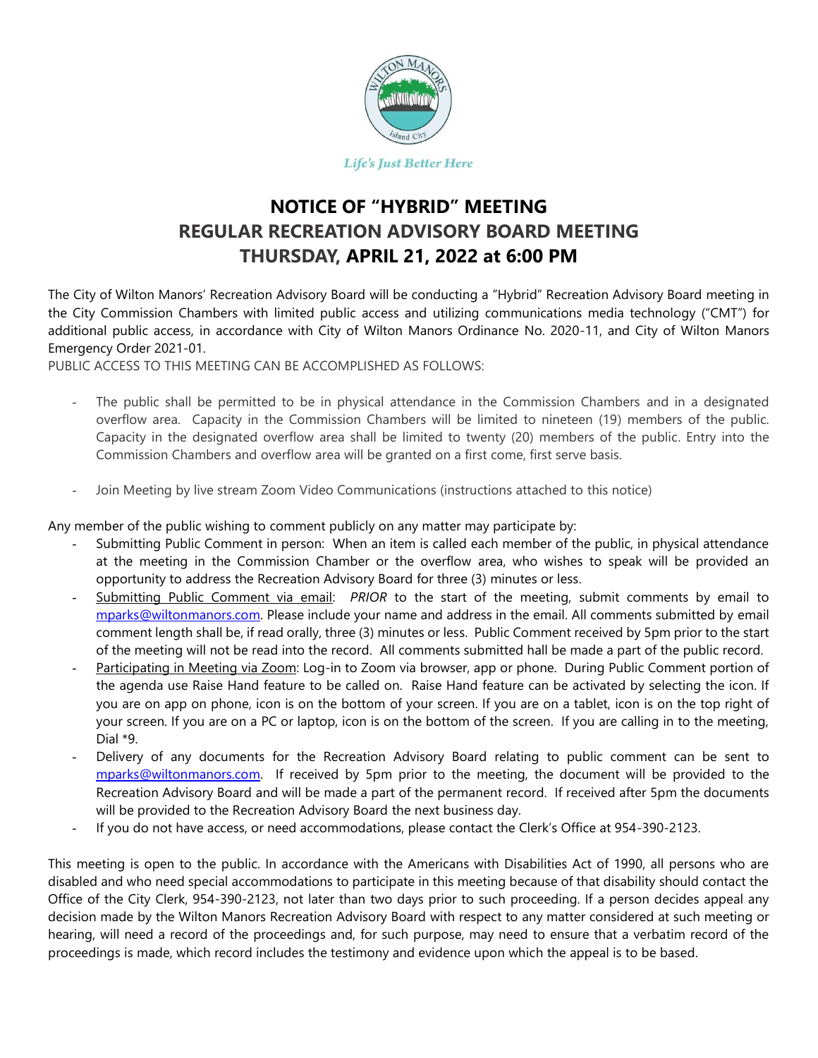*Life's Just Better Here*

# NOTICE OF "HYBRID" MEETING
## REGULAR RECREATION ADVISORY BOARD MEETING
## THURSDAY, APRIL 21, 2022 at 6:00 PM

The City of Wilton Manors' Recreation Advisory Board will be conducting a "Hybrid" Recreation Advisory Board meeting in the City Commission Chambers with limited public access and utilizing communications media technology ("CMT") for additional public access, in accordance with City of Wilton Manors Ordinance No. 2020-11, and City of Wilton Manors Emergency Order 2021-01.

PUBLIC ACCESS TO THIS MEETING CAN BE ACCOMPLISHED AS FOLLOWS:

- The public shall be permitted to be in physical attendance in the Commission Chambers and in a designated overflow area. Capacity in the Commission Chambers will be limited to nineteen (19) members of the public. Capacity in the designated overflow area shall be limited to twenty (20) members of the public. Entry into the Commission Chambers and overflow area will be granted on a first come, first serve basis.
- Join Meeting by live stream Zoom Video Communications (instructions attached to this notice)

Any member of the public wishing to comment publicly on any matter may participate by:

- Submitting Public Comment in person: When an item is called each member of the public, in physical attendance at the meeting in the Commission Chamber or the overflow area, who wishes to speak will be provided an opportunity to address the Recreation Advisory Board for three (3) minutes or less.
- Submitting Public Comment via email: *PRIOR* to the start of the meeting, submit comments by email to mparks@wiltonmanors.com. Please include your name and address in the email. All comments submitted by email comment length shall be, if read orally, three (3) minutes or less. Public Comment received by 5pm prior to the start of the meeting will not be read into the record. All comments submitted hall be made a part of the public record.
- Participating in Meeting via Zoom: Log-in to Zoom via browser, app or phone. During Public Comment portion of the agenda use Raise Hand feature to be called on. Raise Hand feature can be activated by selecting the icon. If you are on app on phone, icon is on the bottom of your screen. If you are on a tablet, icon is on the top right of your screen. If you are on a PC or laptop, icon is on the bottom of the screen. If you are calling in to the meeting, Dial *9.
- Delivery of any documents for the Recreation Advisory Board relating to public comment can be sent to mparks@wiltonmanors.com. If received by 5pm prior to the meeting, the document will be provided to the Recreation Advisory Board and will be made a part of the permanent record. If received after 5pm the documents will be provided to the Recreation Advisory Board the next business day.
- If you do not have access, or need accommodations, please contact the Clerk's Office at 954-390-2123.

This meeting is open to the public. In accordance with the Americans with Disabilities Act of 1990, all persons who are disabled and who need special accommodations to participate in this meeting because of that disability should contact the Office of the City Clerk, 954-390-2123, not later than two days prior to such proceeding. If a person decides appeal any decision made by the Wilton Manors Recreation Advisory Board with respect to any matter considered at such meeting or hearing, will need a record of the proceedings and, for such purpose, may need to ensure that a verbatim record of the proceedings is made, which record includes the testimony and evidence upon which the appeal is to be based.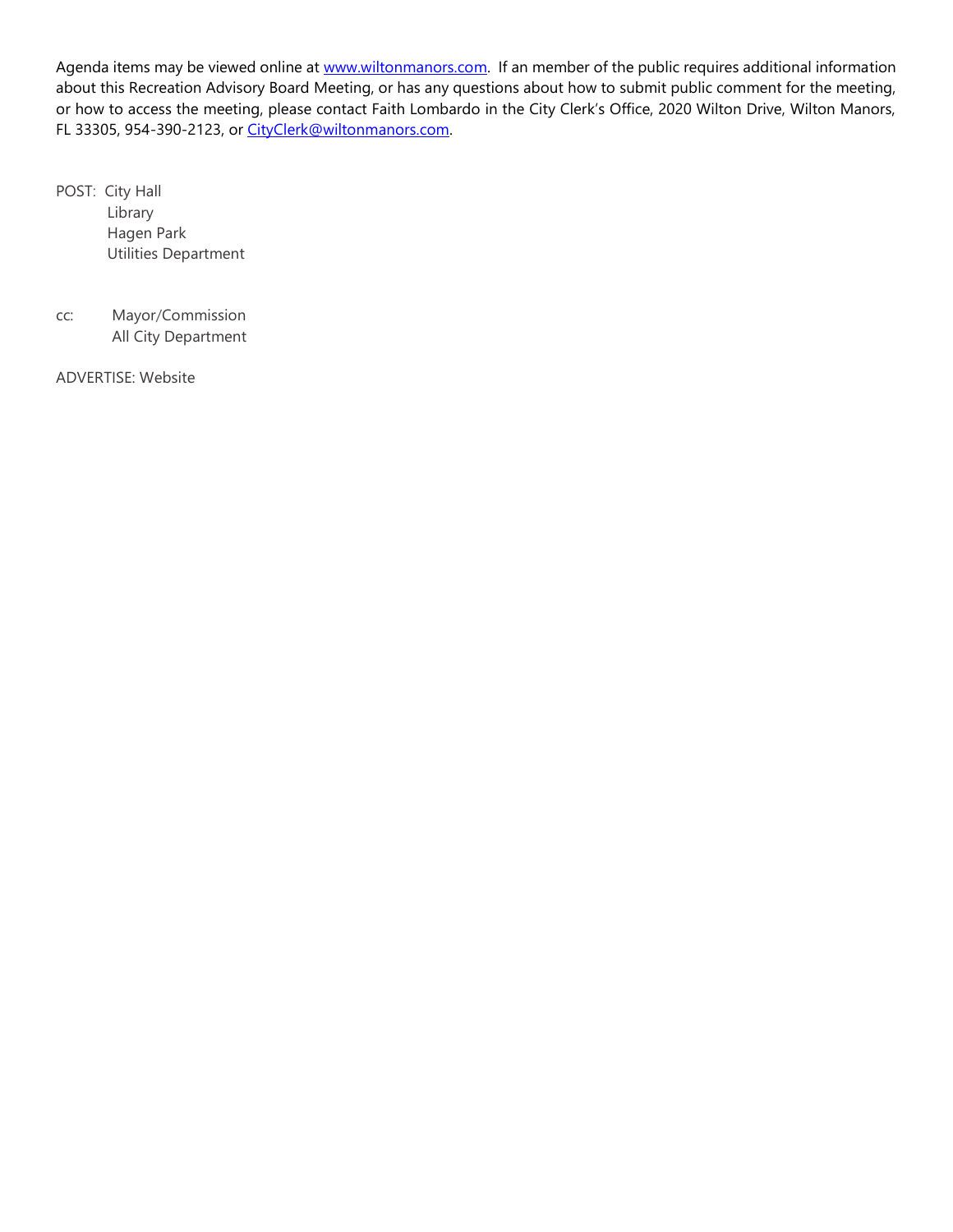Agenda items may be viewed online at www.wiltonmanors.com. If an member of the public requires additional information about this Recreation Advisory Board Meeting, or has any questions about how to submit public comment for the meeting, or how to access the meeting, please contact Faith Lombardo in the City Clerk's Office, 2020 Wilton Drive, Wilton Manors, FL 33305, 954-390-2123, or CityClerk@wiltonmanors.com.

POST: City Hall
Library
Hagen Park
Utilities Department

cc: Mayor/Commission
All City Department

ADVERTISE: Website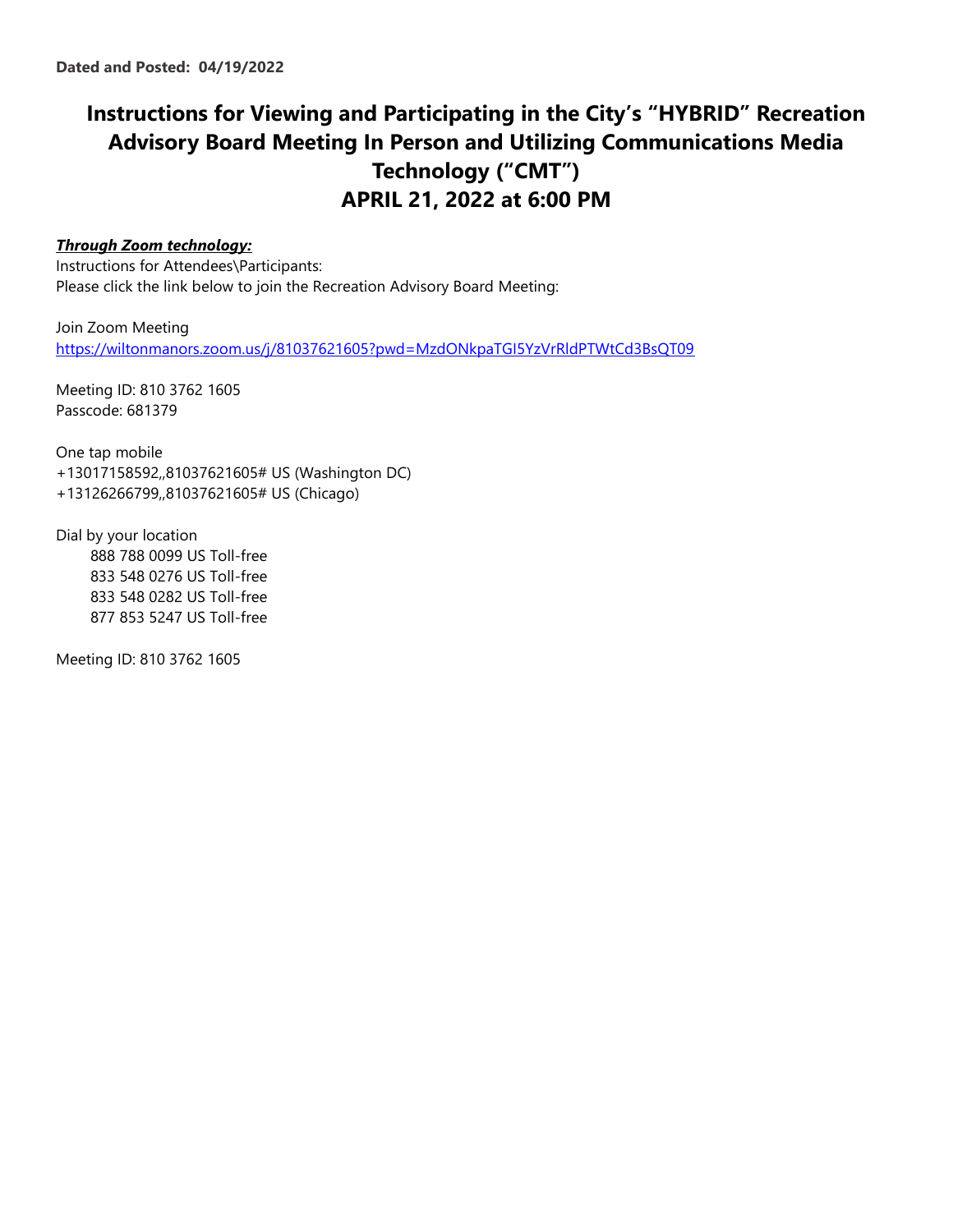**Dated and Posted: 04/19/2022**

# Instructions for Viewing and Participating in the City's "HYBRID" Recreation Advisory Board Meeting In Person and Utilizing Communications Media Technology ("CMT") APRIL 21, 2022 at 6:00 PM

***Through Zoom technology:***

Instructions for Attendees\Participants:
Please click the link below to join the Recreation Advisory Board Meeting:

Join Zoom Meeting
https://wiltonmanors.zoom.us/j/81037621605?pwd=MzdONkpaTGI5YzVrRldPTWtCd3BsQT09

Meeting ID: 810 3762 1605
Passcode: 681379

One tap mobile
+13017158592,,81037621605# US (Washington DC)
+13126266799,,81037621605# US (Chicago)

Dial by your location
888 788 0099 US Toll-free
833 548 0276 US Toll-free
833 548 0282 US Toll-free
877 853 5247 US Toll-free

Meeting ID: 810 3762 1605